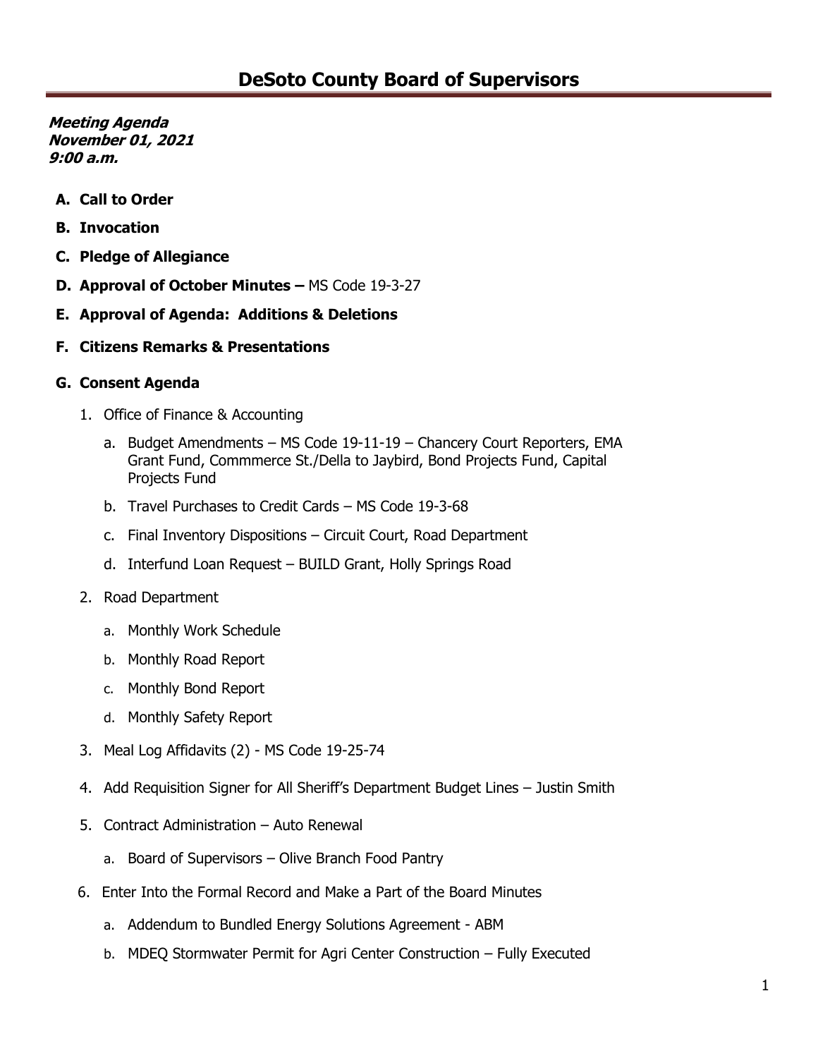# DeSoto County Board of Supervisors

***Meeting Agenda***
***November 01, 2021***
***9:00 a.m.***

- **A. Call to Order**
- **B. Invocation**
- **C. Pledge of Allegiance**
- **D. Approval of October Minutes –** MS Code 19-3-27
- **E. Approval of Agenda: Additions & Deletions**
- **F. Citizens Remarks & Presentations**
- **G. Consent Agenda**
  1. Office of Finance & Accounting
     - a. Budget Amendments – MS Code 19-11-19 – Chancery Court Reporters, EMA Grant Fund, Commmerce St./Della to Jaybird, Bond Projects Fund, Capital Projects Fund
     - b. Travel Purchases to Credit Cards – MS Code 19-3-68
     - c. Final Inventory Dispositions – Circuit Court, Road Department
     - d. Interfund Loan Request – BUILD Grant, Holly Springs Road
  2. Road Department
     - a. Monthly Work Schedule
     - b. Monthly Road Report
     - c. Monthly Bond Report
     - d. Monthly Safety Report
  3. Meal Log Affidavits (2) - MS Code 19-25-74
  4. Add Requisition Signer for All Sheriff's Department Budget Lines – Justin Smith
  5. Contract Administration – Auto Renewal
     - a. Board of Supervisors – Olive Branch Food Pantry
  6. Enter Into the Formal Record and Make a Part of the Board Minutes
     - a. Addendum to Bundled Energy Solutions Agreement - ABM
     - b. MDEQ Stormwater Permit for Agri Center Construction – Fully Executed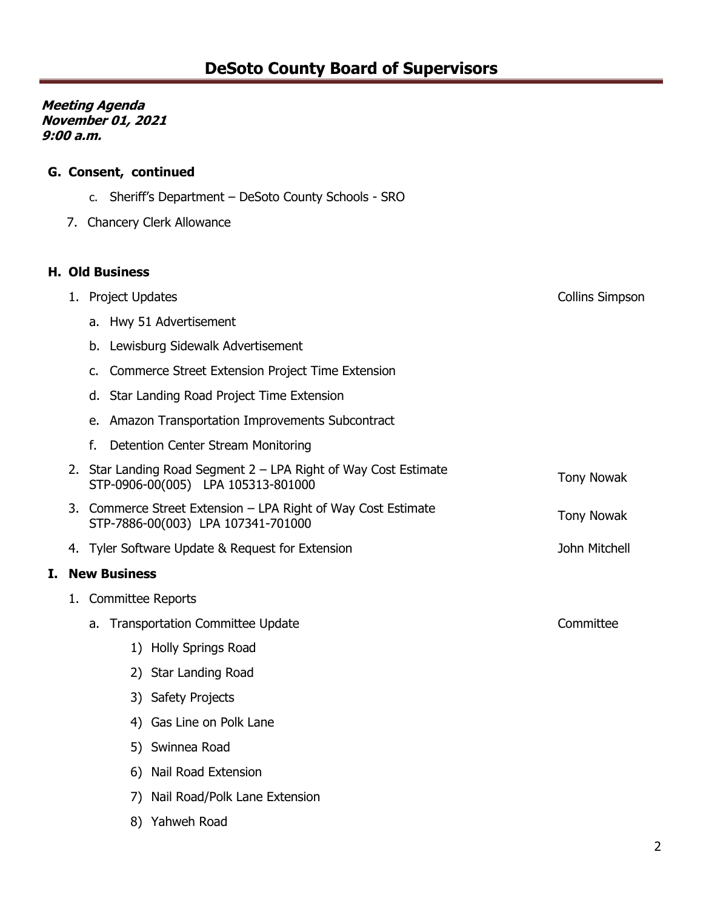# DeSoto County Board of Supervisors

***Meeting Agenda***
***November 01, 2021***
***9:00 a.m.***

**G. Consent, continued**

- c. Sheriff's Department – DeSoto County Schools - SRO
- 7. Chancery Clerk Allowance

**H. Old Business**

1. Project Updates — Collins Simpson
   - a. Hwy 51 Advertisement
   - b. Lewisburg Sidewalk Advertisement
   - c. Commerce Street Extension Project Time Extension
   - d. Star Landing Road Project Time Extension
   - e. Amazon Transportation Improvements Subcontract
   - f. Detention Center Stream Monitoring
2. Star Landing Road Segment 2 – LPA Right of Way Cost Estimate STP-0906-00(005) LPA 105313-801000 — Tony Nowak
3. Commerce Street Extension – LPA Right of Way Cost Estimate STP-7886-00(003) LPA 107341-701000 — Tony Nowak
4. Tyler Software Update & Request for Extension — John Mitchell

**I. New Business**

1. Committee Reports
   - a. Transportation Committee Update — Committee
     - 1) Holly Springs Road
     - 2) Star Landing Road
     - 3) Safety Projects
     - 4) Gas Line on Polk Lane
     - 5) Swinnea Road
     - 6) Nail Road Extension
     - 7) Nail Road/Polk Lane Extension
     - 8) Yahweh Road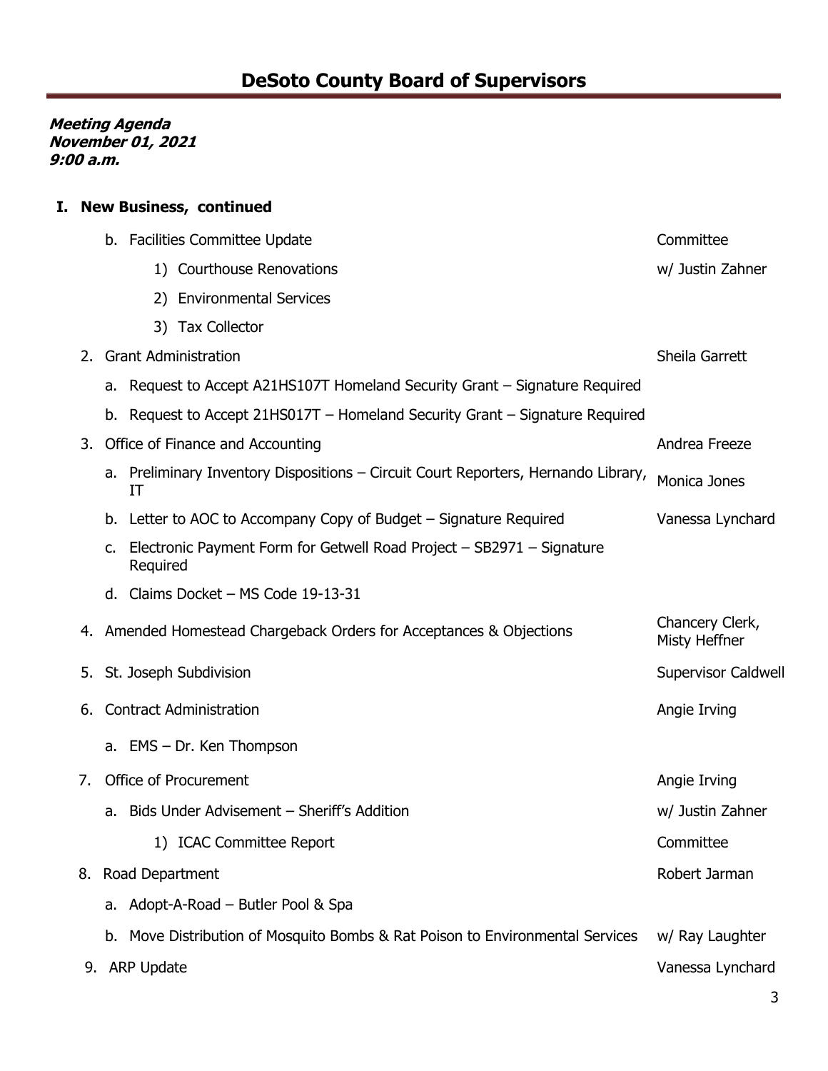# DeSoto County Board of Supervisors

***Meeting Agenda***
***November 01, 2021***
***9:00 a.m.***

## I. New Business, continued

| Item | Presenter |
|---|---|
| b. Facilities Committee Update | Committee |
| 1) Courthouse Renovations | w/ Justin Zahner |
| 2) Environmental Services | |
| 3) Tax Collector | |
| 2. Grant Administration | Sheila Garrett |
| a. Request to Accept A21HS107T Homeland Security Grant – Signature Required | |
| b. Request to Accept 21HS017T – Homeland Security Grant – Signature Required | |
| 3. Office of Finance and Accounting | Andrea Freeze |
| a. Preliminary Inventory Dispositions – Circuit Court Reporters, Hernando Library, IT | Monica Jones |
| b. Letter to AOC to Accompany Copy of Budget – Signature Required | Vanessa Lynchard |
| c. Electronic Payment Form for Getwell Road Project – SB2971 – Signature Required | |
| d. Claims Docket – MS Code 19-13-31 | |
| 4. Amended Homestead Chargeback Orders for Acceptances & Objections | Chancery Clerk, Misty Heffner |
| 5. St. Joseph Subdivision | Supervisor Caldwell |
| 6. Contract Administration | Angie Irving |
| a. EMS – Dr. Ken Thompson | |
| 7. Office of Procurement | Angie Irving |
| a. Bids Under Advisement – Sheriff's Addition | w/ Justin Zahner |
| 1) ICAC Committee Report | Committee |
| 8. Road Department | Robert Jarman |
| a. Adopt-A-Road – Butler Pool & Spa | |
| b. Move Distribution of Mosquito Bombs & Rat Poison to Environmental Services | w/ Ray Laughter |
| 9. ARP Update | Vanessa Lynchard |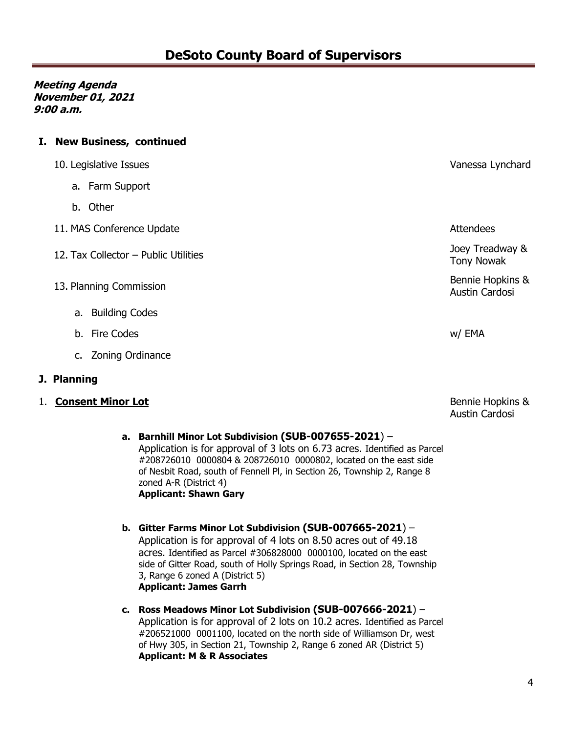# DeSoto County Board of Supervisors

***Meeting Agenda***
***November 01, 2021***
***9:00 a.m.***

## I. New Business, continued

10. Legislative Issues — Vanessa Lynchard
    a. Farm Support
    b. Other
11. MAS Conference Update — Attendees
12. Tax Collector – Public Utilities — Joey Treadway & Tony Nowak
13. Planning Commission — Bennie Hopkins & Austin Cardosi
    a. Building Codes
    b. Fire Codes — w/ EMA
    c. Zoning Ordinance

## J. Planning

1. **Consent Minor Lot** — Bennie Hopkins & Austin Cardosi

   a. **Barnhill Minor Lot Subdivision (SUB-007655-2021)** – Application is for approval of 3 lots on 6.73 acres. Identified as Parcel #208726010 0000804 & 208726010 0000802, located on the east side of Nesbit Road, south of Fennell Pl, in Section 26, Township 2, Range 8 zoned A-R (District 4)
   **Applicant: Shawn Gary**

   b. **Gitter Farms Minor Lot Subdivision (SUB-007665-2021)** – Application is for approval of 4 lots on 8.50 acres out of 49.18 acres. Identified as Parcel #306828000 0000100, located on the east side of Gitter Road, south of Holly Springs Road, in Section 28, Township 3, Range 6 zoned A (District 5)
   **Applicant: James Garrh**

   c. **Ross Meadows Minor Lot Subdivision (SUB-007666-2021)** – Application is for approval of 2 lots on 10.2 acres. Identified as Parcel #206521000 0001100, located on the north side of Williamson Dr, west of Hwy 305, in Section 21, Township 2, Range 6 zoned AR (District 5)
   **Applicant: M & R Associates**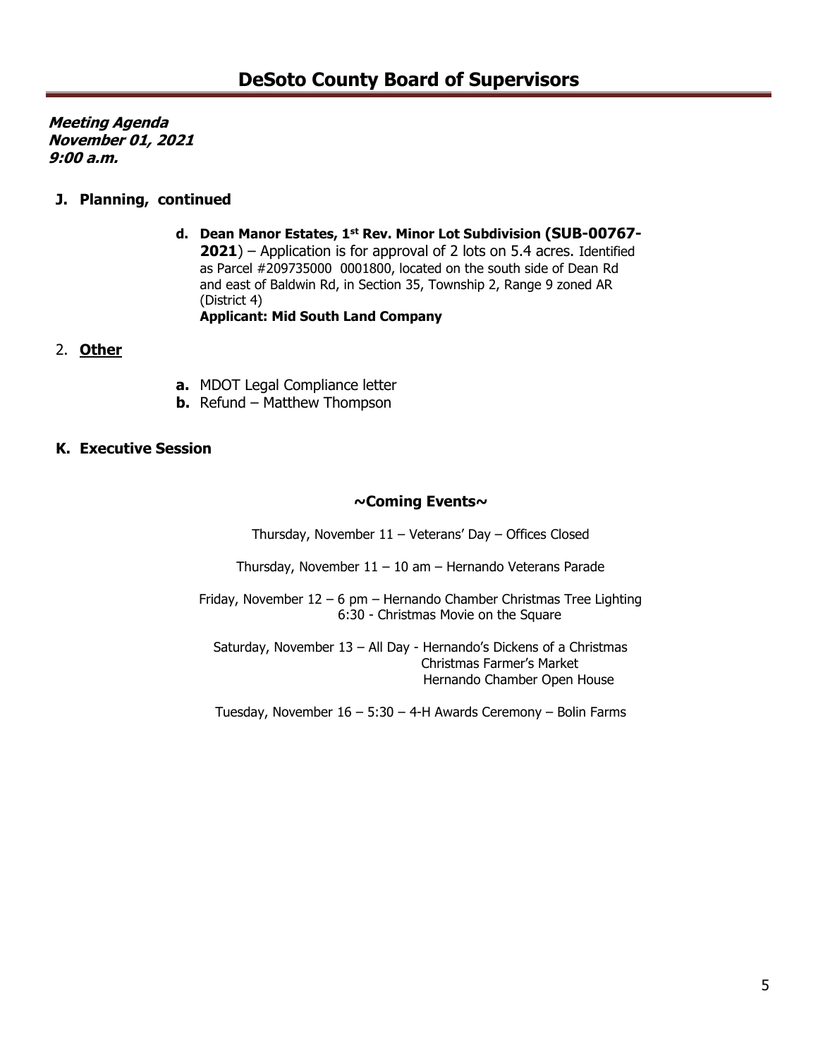# DeSoto County Board of Supervisors

***Meeting Agenda***
***November 01, 2021***
***9:00 a.m.***

**J. Planning, continued**

**d. Dean Manor Estates, 1st Rev. Minor Lot Subdivision (SUB-00767-2021**) – Application is for approval of 2 lots on 5.4 acres. Identified as Parcel #209735000 0001800, located on the south side of Dean Rd and east of Baldwin Rd, in Section 35, Township 2, Range 9 zoned AR (District 4)
**Applicant: Mid South Land Company**

2. **Other**

**a.** MDOT Legal Compliance letter
**b.** Refund – Matthew Thompson

**K. Executive Session**

**~Coming Events~**

Thursday, November 11 – Veterans' Day – Offices Closed

Thursday, November 11 – 10 am – Hernando Veterans Parade

Friday, November 12 – 6 pm – Hernando Chamber Christmas Tree Lighting
6:30 - Christmas Movie on the Square

Saturday, November 13 – All Day - Hernando's Dickens of a Christmas
Christmas Farmer's Market
Hernando Chamber Open House

Tuesday, November 16 – 5:30 – 4-H Awards Ceremony – Bolin Farms